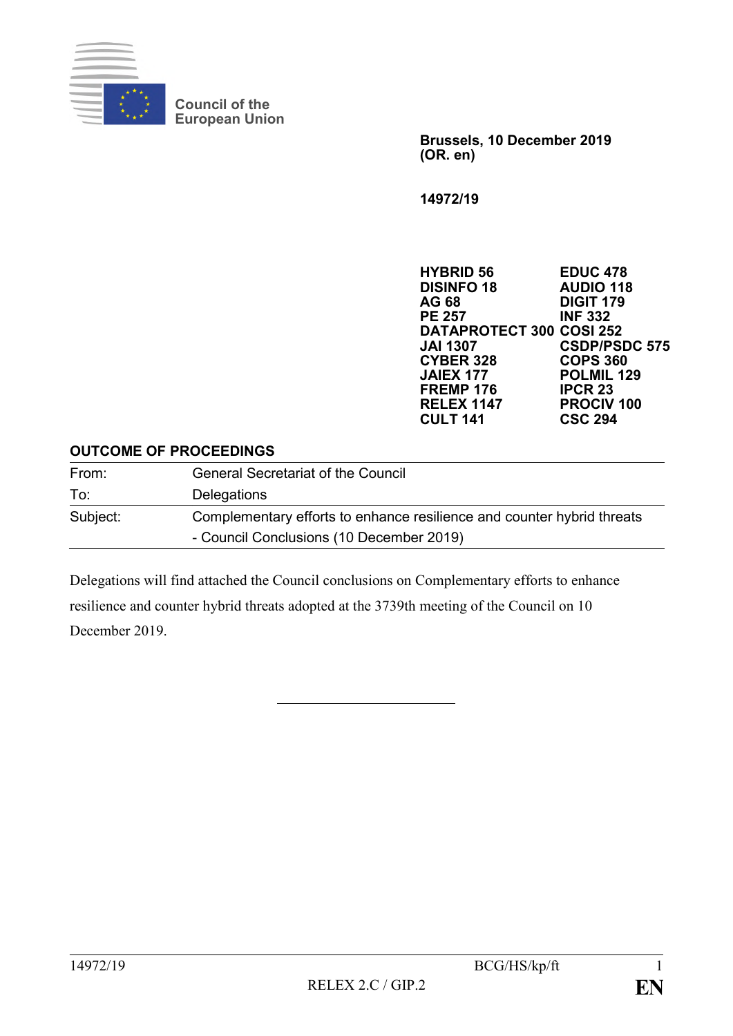Council of the European Union

**Brussels, 10 December 2019**
**(OR. en)**

**14972/19**

| | |
|---|---|
| **HYBRID 56** | **EDUC 478** |
| **DISINFO 18** | **AUDIO 118** |
| **AG 68** | **DIGIT 179** |
| **PE 257** | **INF 332** |
| **DATAPROTECT 300** | **COSI 252** |
| **JAI 1307** | **CSDP/PSDC 575** |
| **CYBER 328** | **COPS 360** |
| **JAIEX 177** | **POLMIL 129** |
| **FREMP 176** | **IPCR 23** |
| **RELEX 1147** | **PROCIV 100** |
| **CULT 141** | **CSC 294** |

**OUTCOME OF PROCEEDINGS**

| | |
|---|---|
| From: | General Secretariat of the Council |
| To: | Delegations |
| Subject: | Complementary efforts to enhance resilience and counter hybrid threats - Council Conclusions (10 December 2019) |

Delegations will find attached the Council conclusions on Complementary efforts to enhance resilience and counter hybrid threats adopted at the 3739th meeting of the Council on 10 December 2019.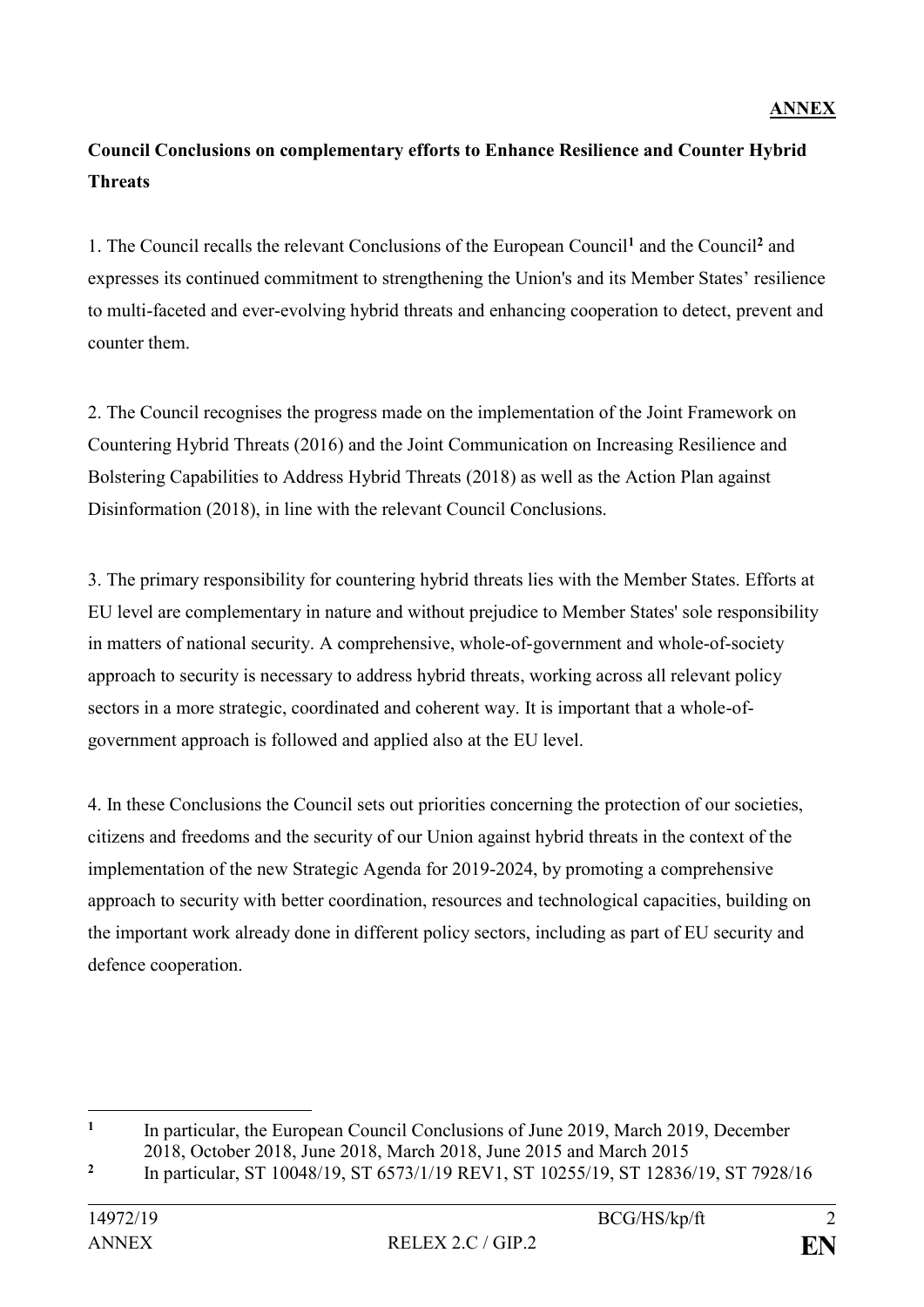**ANNEX**

**Council Conclusions on complementary efforts to Enhance Resilience and Counter Hybrid Threats**

1. The Council recalls the relevant Conclusions of the European Council[1] and the Council[2] and expresses its continued commitment to strengthening the Union's and its Member States' resilience to multi-faceted and ever-evolving hybrid threats and enhancing cooperation to detect, prevent and counter them.

2. The Council recognises the progress made on the implementation of the Joint Framework on Countering Hybrid Threats (2016) and the Joint Communication on Increasing Resilience and Bolstering Capabilities to Address Hybrid Threats (2018) as well as the Action Plan against Disinformation (2018), in line with the relevant Council Conclusions.

3. The primary responsibility for countering hybrid threats lies with the Member States. Efforts at EU level are complementary in nature and without prejudice to Member States' sole responsibility in matters of national security. A comprehensive, whole-of-government and whole-of-society approach to security is necessary to address hybrid threats, working across all relevant policy sectors in a more strategic, coordinated and coherent way. It is important that a whole-of-government approach is followed and applied also at the EU level.

4. In these Conclusions the Council sets out priorities concerning the protection of our societies, citizens and freedoms and the security of our Union against hybrid threats in the context of the implementation of the new Strategic Agenda for 2019-2024, by promoting a comprehensive approach to security with better coordination, resources and technological capacities, building on the important work already done in different policy sectors, including as part of EU security and defence cooperation.

---

[1] In particular, the European Council Conclusions of June 2019, March 2019, December 2018, October 2018, June 2018, March 2018, June 2015 and March 2015

[2] In particular, ST 10048/19, ST 6573/1/19 REV1, ST 10255/19, ST 12836/19, ST 7928/16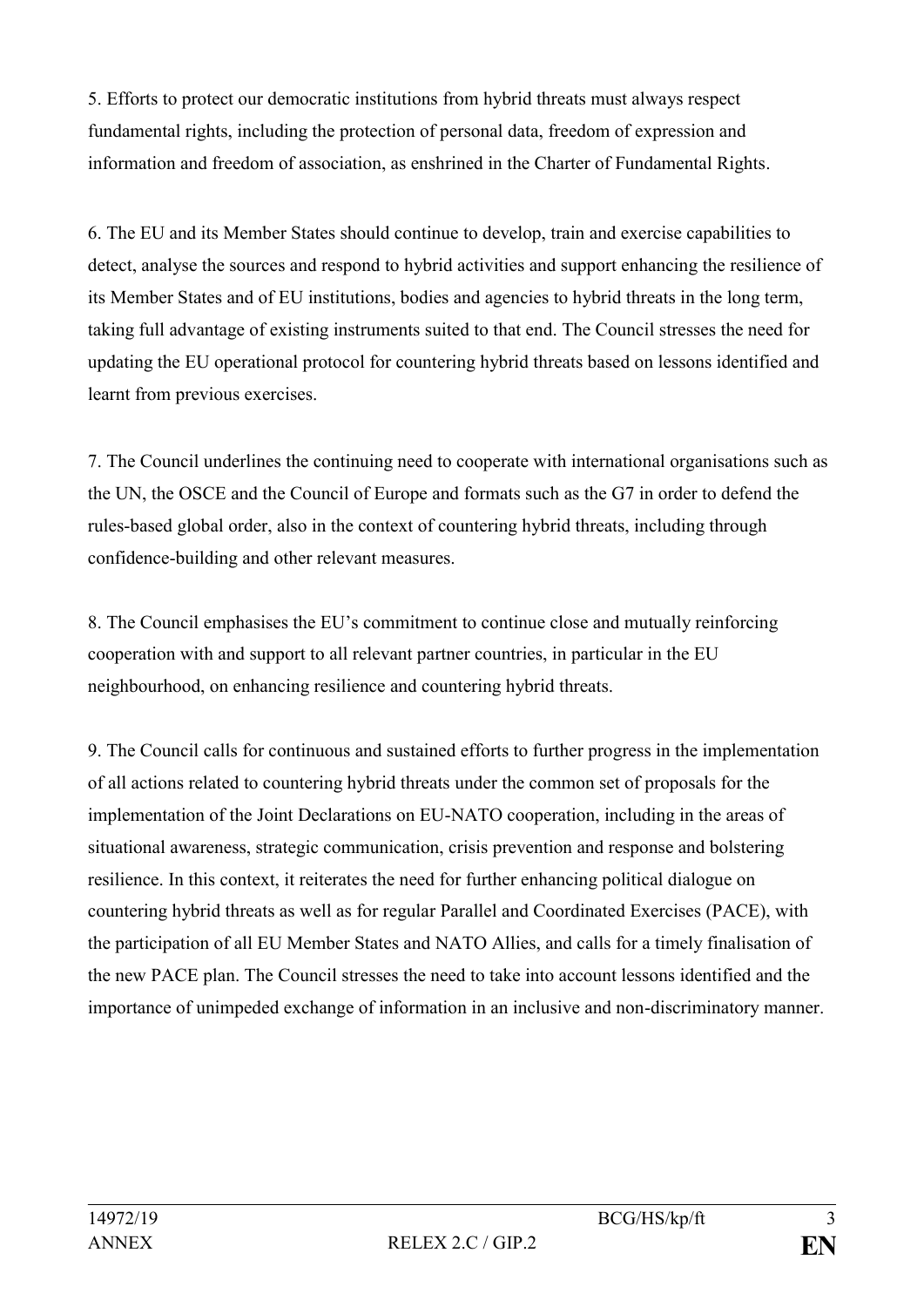5. Efforts to protect our democratic institutions from hybrid threats must always respect fundamental rights, including the protection of personal data, freedom of expression and information and freedom of association, as enshrined in the Charter of Fundamental Rights.

6. The EU and its Member States should continue to develop, train and exercise capabilities to detect, analyse the sources and respond to hybrid activities and support enhancing the resilience of its Member States and of EU institutions, bodies and agencies to hybrid threats in the long term, taking full advantage of existing instruments suited to that end. The Council stresses the need for updating the EU operational protocol for countering hybrid threats based on lessons identified and learnt from previous exercises.

7. The Council underlines the continuing need to cooperate with international organisations such as the UN, the OSCE and the Council of Europe and formats such as the G7 in order to defend the rules-based global order, also in the context of countering hybrid threats, including through confidence-building and other relevant measures.

8. The Council emphasises the EU's commitment to continue close and mutually reinforcing cooperation with and support to all relevant partner countries, in particular in the EU neighbourhood, on enhancing resilience and countering hybrid threats.

9. The Council calls for continuous and sustained efforts to further progress in the implementation of all actions related to countering hybrid threats under the common set of proposals for the implementation of the Joint Declarations on EU-NATO cooperation, including in the areas of situational awareness, strategic communication, crisis prevention and response and bolstering resilience. In this context, it reiterates the need for further enhancing political dialogue on countering hybrid threats as well as for regular Parallel and Coordinated Exercises (PACE), with the participation of all EU Member States and NATO Allies, and calls for a timely finalisation of the new PACE plan. The Council stresses the need to take into account lessons identified and the importance of unimpeded exchange of information in an inclusive and non-discriminatory manner.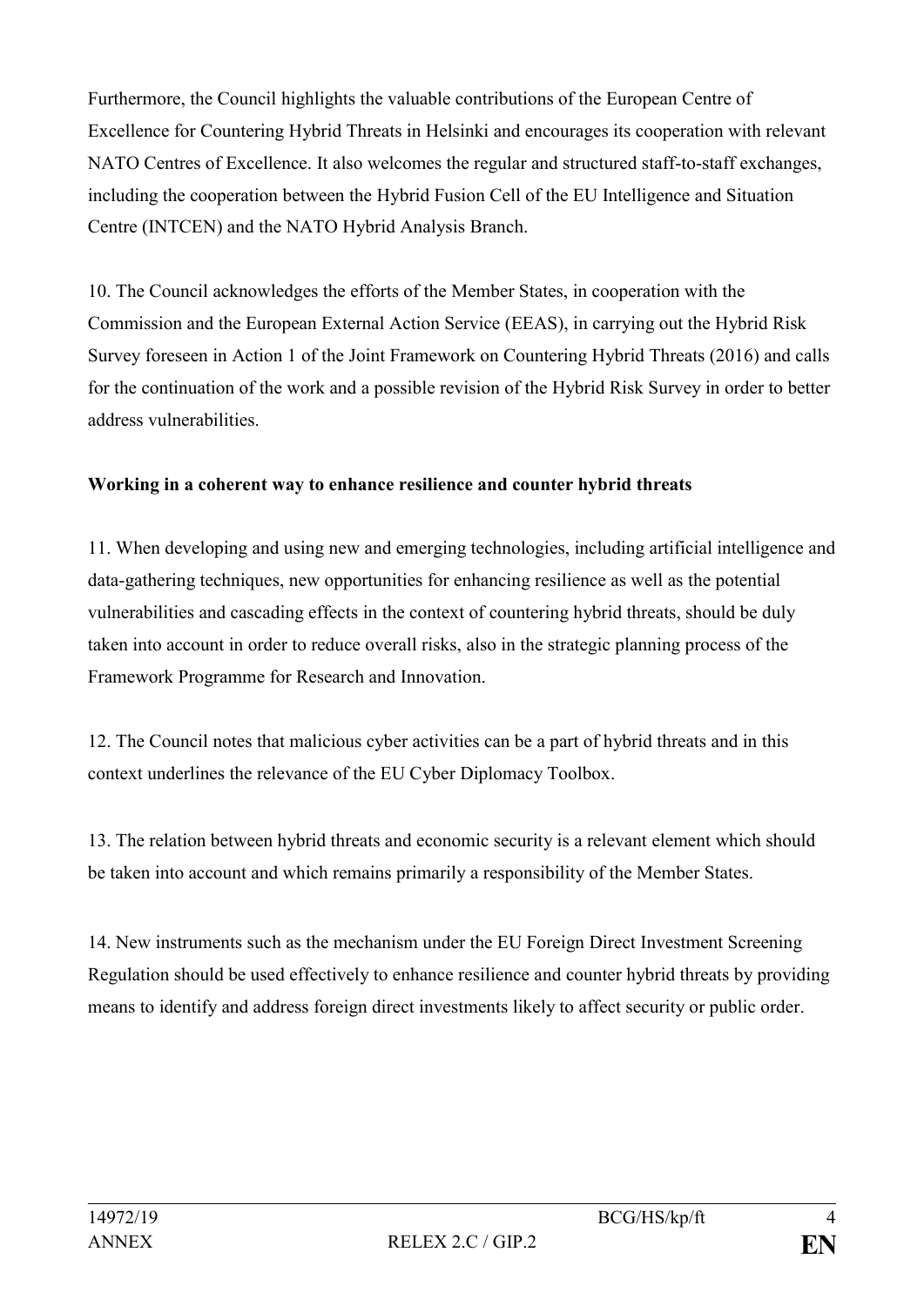Furthermore, the Council highlights the valuable contributions of the European Centre of Excellence for Countering Hybrid Threats in Helsinki and encourages its cooperation with relevant NATO Centres of Excellence. It also welcomes the regular and structured staff-to-staff exchanges, including the cooperation between the Hybrid Fusion Cell of the EU Intelligence and Situation Centre (INTCEN) and the NATO Hybrid Analysis Branch.

10. The Council acknowledges the efforts of the Member States, in cooperation with the Commission and the European External Action Service (EEAS), in carrying out the Hybrid Risk Survey foreseen in Action 1 of the Joint Framework on Countering Hybrid Threats (2016) and calls for the continuation of the work and a possible revision of the Hybrid Risk Survey in order to better address vulnerabilities.

**Working in a coherent way to enhance resilience and counter hybrid threats**

11. When developing and using new and emerging technologies, including artificial intelligence and data-gathering techniques, new opportunities for enhancing resilience as well as the potential vulnerabilities and cascading effects in the context of countering hybrid threats, should be duly taken into account in order to reduce overall risks, also in the strategic planning process of the Framework Programme for Research and Innovation.

12. The Council notes that malicious cyber activities can be a part of hybrid threats and in this context underlines the relevance of the EU Cyber Diplomacy Toolbox.

13. The relation between hybrid threats and economic security is a relevant element which should be taken into account and which remains primarily a responsibility of the Member States.

14. New instruments such as the mechanism under the EU Foreign Direct Investment Screening Regulation should be used effectively to enhance resilience and counter hybrid threats by providing means to identify and address foreign direct investments likely to affect security or public order.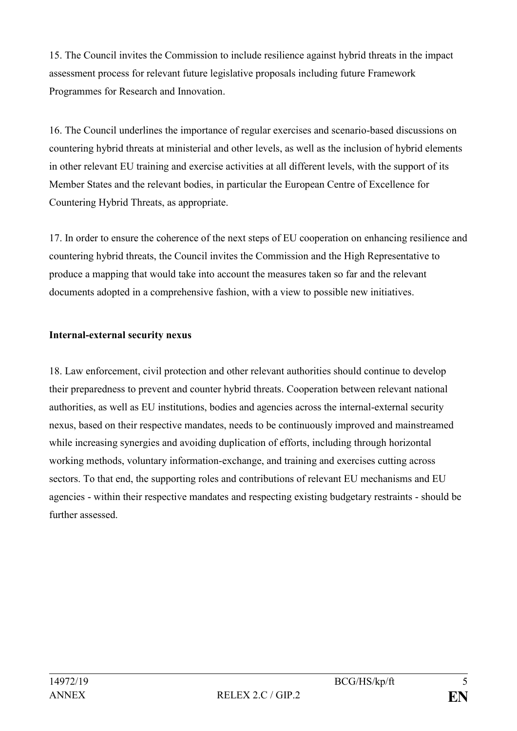15. The Council invites the Commission to include resilience against hybrid threats in the impact assessment process for relevant future legislative proposals including future Framework Programmes for Research and Innovation.

16. The Council underlines the importance of regular exercises and scenario-based discussions on countering hybrid threats at ministerial and other levels, as well as the inclusion of hybrid elements in other relevant EU training and exercise activities at all different levels, with the support of its Member States and the relevant bodies, in particular the European Centre of Excellence for Countering Hybrid Threats, as appropriate.

17. In order to ensure the coherence of the next steps of EU cooperation on enhancing resilience and countering hybrid threats, the Council invites the Commission and the High Representative to produce a mapping that would take into account the measures taken so far and the relevant documents adopted in a comprehensive fashion, with a view to possible new initiatives.

**Internal-external security nexus**

18. Law enforcement, civil protection and other relevant authorities should continue to develop their preparedness to prevent and counter hybrid threats. Cooperation between relevant national authorities, as well as EU institutions, bodies and agencies across the internal-external security nexus, based on their respective mandates, needs to be continuously improved and mainstreamed while increasing synergies and avoiding duplication of efforts, including through horizontal working methods, voluntary information-exchange, and training and exercises cutting across sectors. To that end, the supporting roles and contributions of relevant EU mechanisms and EU agencies - within their respective mandates and respecting existing budgetary restraints - should be further assessed.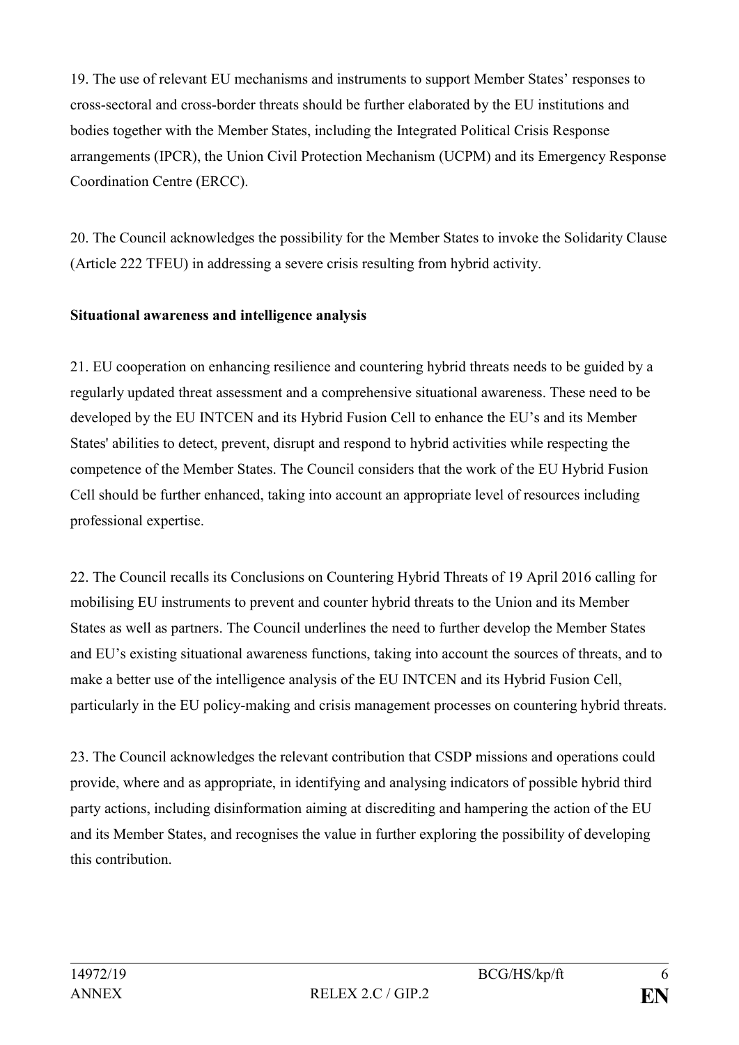19. The use of relevant EU mechanisms and instruments to support Member States' responses to cross-sectoral and cross-border threats should be further elaborated by the EU institutions and bodies together with the Member States, including the Integrated Political Crisis Response arrangements (IPCR), the Union Civil Protection Mechanism (UCPM) and its Emergency Response Coordination Centre (ERCC).

20. The Council acknowledges the possibility for the Member States to invoke the Solidarity Clause (Article 222 TFEU) in addressing a severe crisis resulting from hybrid activity.

**Situational awareness and intelligence analysis**

21. EU cooperation on enhancing resilience and countering hybrid threats needs to be guided by a regularly updated threat assessment and a comprehensive situational awareness. These need to be developed by the EU INTCEN and its Hybrid Fusion Cell to enhance the EU's and its Member States' abilities to detect, prevent, disrupt and respond to hybrid activities while respecting the competence of the Member States. The Council considers that the work of the EU Hybrid Fusion Cell should be further enhanced, taking into account an appropriate level of resources including professional expertise.

22. The Council recalls its Conclusions on Countering Hybrid Threats of 19 April 2016 calling for mobilising EU instruments to prevent and counter hybrid threats to the Union and its Member States as well as partners. The Council underlines the need to further develop the Member States and EU's existing situational awareness functions, taking into account the sources of threats, and to make a better use of the intelligence analysis of the EU INTCEN and its Hybrid Fusion Cell, particularly in the EU policy-making and crisis management processes on countering hybrid threats.

23. The Council acknowledges the relevant contribution that CSDP missions and operations could provide, where and as appropriate, in identifying and analysing indicators of possible hybrid third party actions, including disinformation aiming at discrediting and hampering the action of the EU and its Member States, and recognises the value in further exploring the possibility of developing this contribution.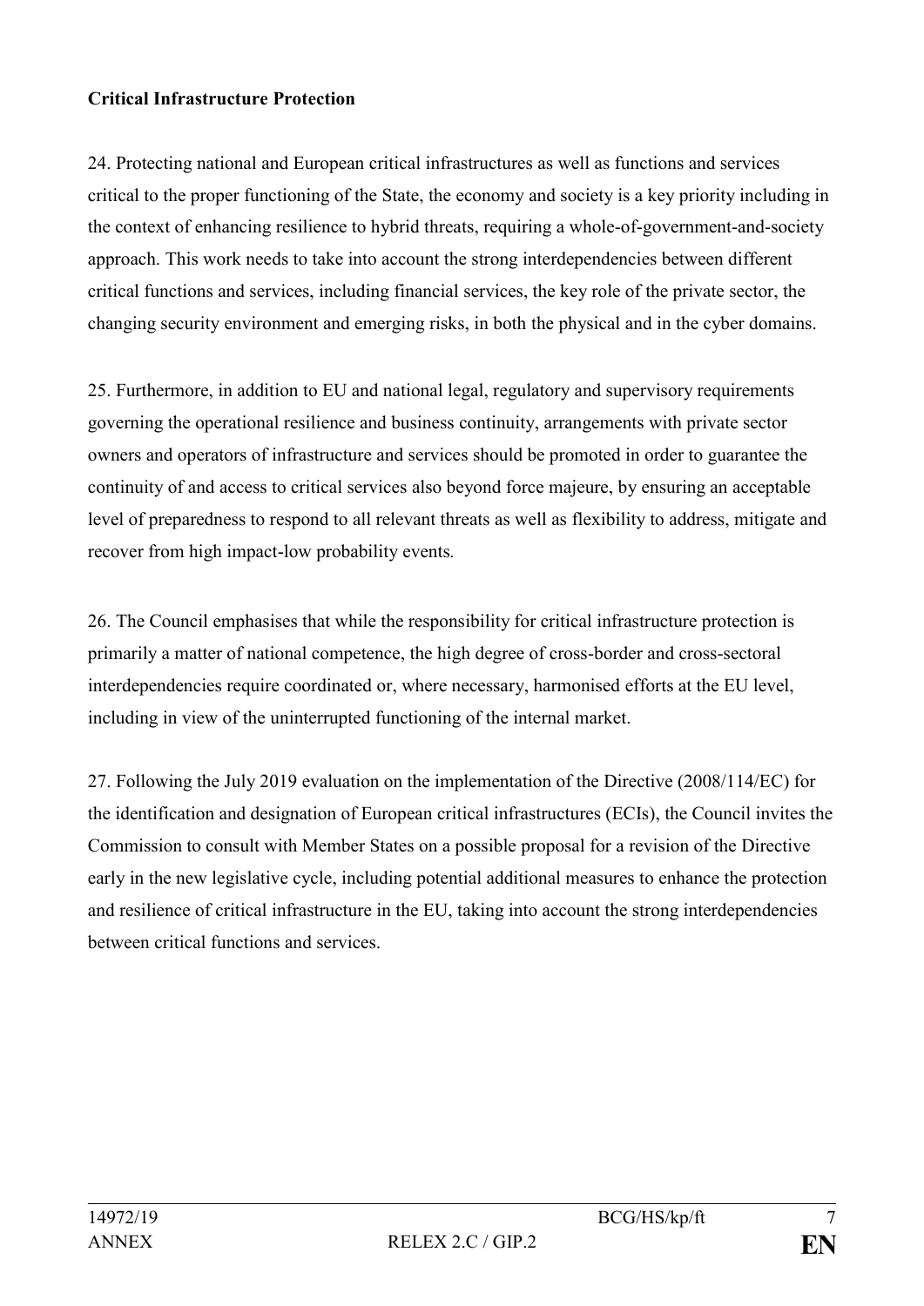**Critical Infrastructure Protection**

24. Protecting national and European critical infrastructures as well as functions and services critical to the proper functioning of the State, the economy and society is a key priority including in the context of enhancing resilience to hybrid threats, requiring a whole-of-government-and-society approach. This work needs to take into account the strong interdependencies between different critical functions and services, including financial services, the key role of the private sector, the changing security environment and emerging risks, in both the physical and in the cyber domains.

25. Furthermore, in addition to EU and national legal, regulatory and supervisory requirements governing the operational resilience and business continuity, arrangements with private sector owners and operators of infrastructure and services should be promoted in order to guarantee the continuity of and access to critical services also beyond force majeure, by ensuring an acceptable level of preparedness to respond to all relevant threats as well as flexibility to address, mitigate and recover from high impact-low probability events.

26. The Council emphasises that while the responsibility for critical infrastructure protection is primarily a matter of national competence, the high degree of cross-border and cross-sectoral interdependencies require coordinated or, where necessary, harmonised efforts at the EU level, including in view of the uninterrupted functioning of the internal market.

27. Following the July 2019 evaluation on the implementation of the Directive (2008/114/EC) for the identification and designation of European critical infrastructures (ECIs), the Council invites the Commission to consult with Member States on a possible proposal for a revision of the Directive early in the new legislative cycle, including potential additional measures to enhance the protection and resilience of critical infrastructure in the EU, taking into account the strong interdependencies between critical functions and services.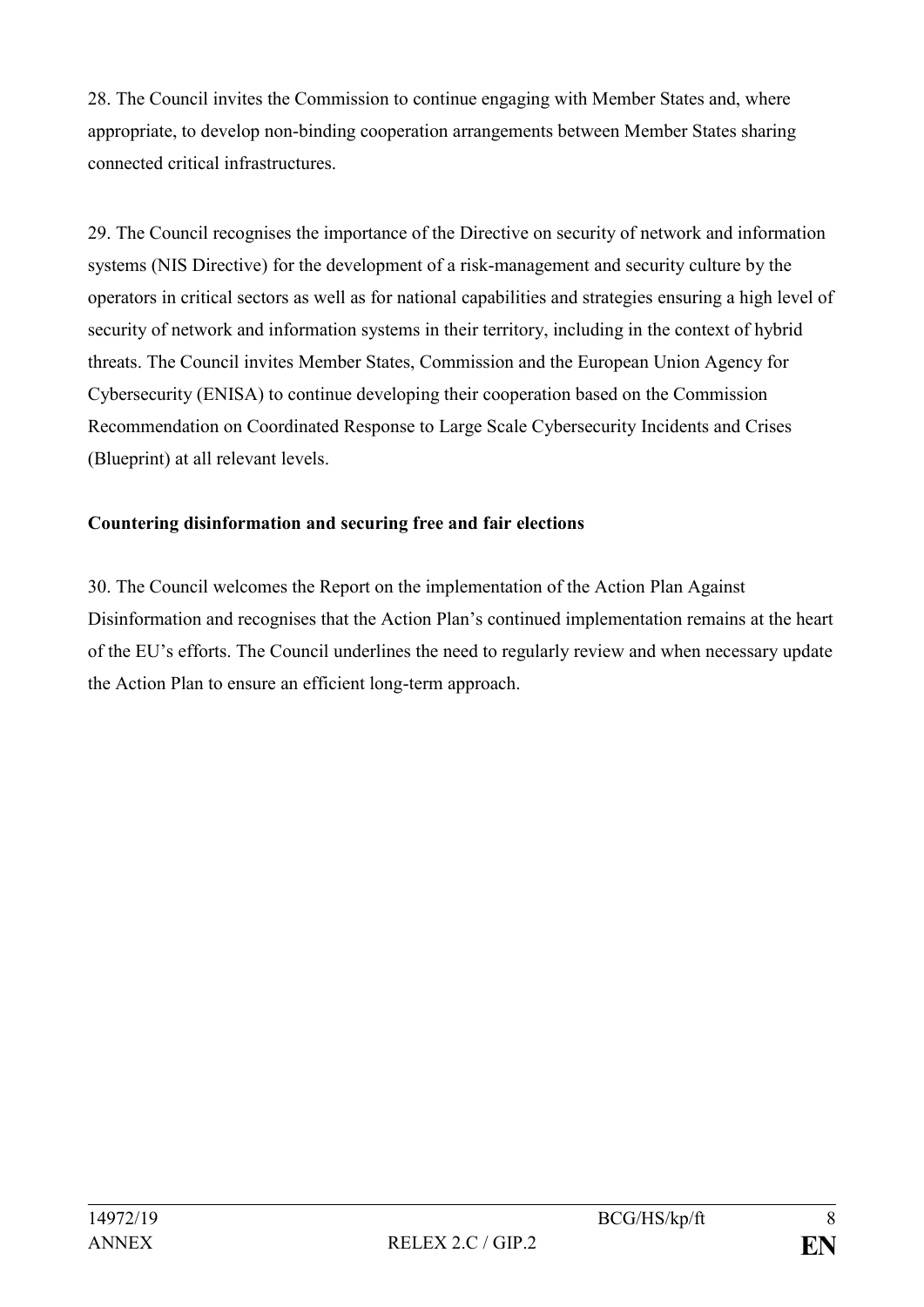28. The Council invites the Commission to continue engaging with Member States and, where appropriate, to develop non-binding cooperation arrangements between Member States sharing connected critical infrastructures.

29. The Council recognises the importance of the Directive on security of network and information systems (NIS Directive) for the development of a risk-management and security culture by the operators in critical sectors as well as for national capabilities and strategies ensuring a high level of security of network and information systems in their territory, including in the context of hybrid threats. The Council invites Member States, Commission and the European Union Agency for Cybersecurity (ENISA) to continue developing their cooperation based on the Commission Recommendation on Coordinated Response to Large Scale Cybersecurity Incidents and Crises (Blueprint) at all relevant levels.

**Countering disinformation and securing free and fair elections**

30. The Council welcomes the Report on the implementation of the Action Plan Against Disinformation and recognises that the Action Plan's continued implementation remains at the heart of the EU's efforts. The Council underlines the need to regularly review and when necessary update the Action Plan to ensure an efficient long-term approach.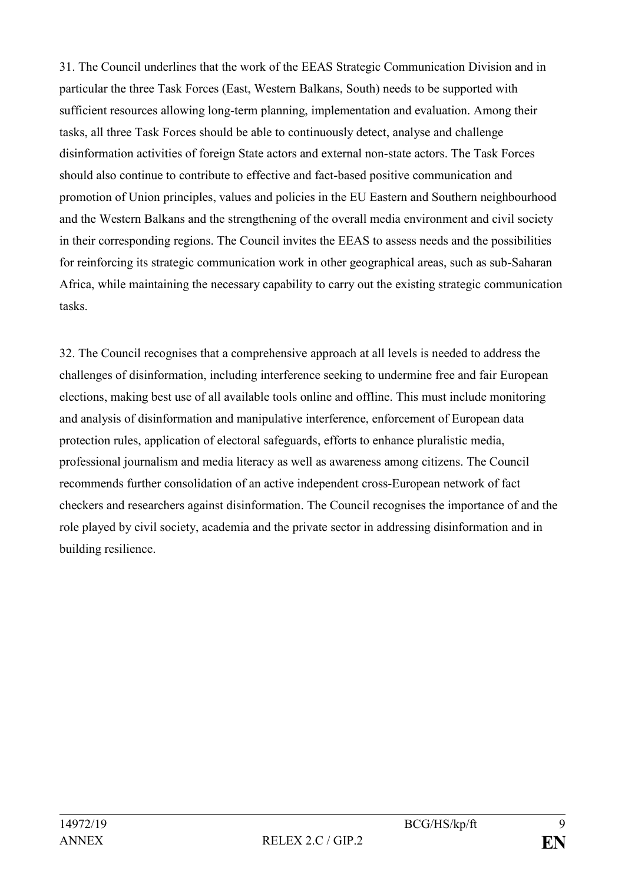31. The Council underlines that the work of the EEAS Strategic Communication Division and in particular the three Task Forces (East, Western Balkans, South) needs to be supported with sufficient resources allowing long-term planning, implementation and evaluation. Among their tasks, all three Task Forces should be able to continuously detect, analyse and challenge disinformation activities of foreign State actors and external non-state actors. The Task Forces should also continue to contribute to effective and fact-based positive communication and promotion of Union principles, values and policies in the EU Eastern and Southern neighbourhood and the Western Balkans and the strengthening of the overall media environment and civil society in their corresponding regions. The Council invites the EEAS to assess needs and the possibilities for reinforcing its strategic communication work in other geographical areas, such as sub-Saharan Africa, while maintaining the necessary capability to carry out the existing strategic communication tasks.

32. The Council recognises that a comprehensive approach at all levels is needed to address the challenges of disinformation, including interference seeking to undermine free and fair European elections, making best use of all available tools online and offline. This must include monitoring and analysis of disinformation and manipulative interference, enforcement of European data protection rules, application of electoral safeguards, efforts to enhance pluralistic media, professional journalism and media literacy as well as awareness among citizens. The Council recommends further consolidation of an active independent cross-European network of fact checkers and researchers against disinformation. The Council recognises the importance of and the role played by civil society, academia and the private sector in addressing disinformation and in building resilience.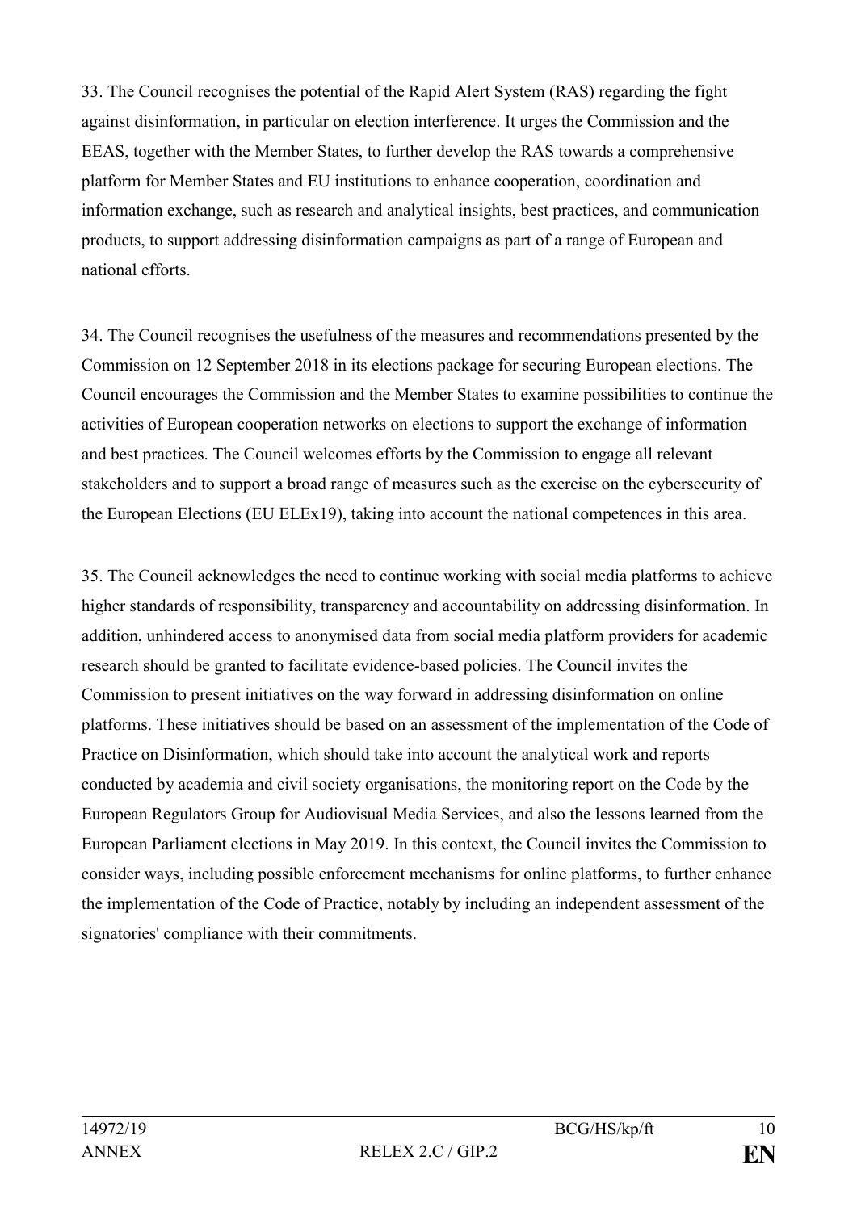33. The Council recognises the potential of the Rapid Alert System (RAS) regarding the fight against disinformation, in particular on election interference. It urges the Commission and the EEAS, together with the Member States, to further develop the RAS towards a comprehensive platform for Member States and EU institutions to enhance cooperation, coordination and information exchange, such as research and analytical insights, best practices, and communication products, to support addressing disinformation campaigns as part of a range of European and national efforts.

34. The Council recognises the usefulness of the measures and recommendations presented by the Commission on 12 September 2018 in its elections package for securing European elections. The Council encourages the Commission and the Member States to examine possibilities to continue the activities of European cooperation networks on elections to support the exchange of information and best practices. The Council welcomes efforts by the Commission to engage all relevant stakeholders and to support a broad range of measures such as the exercise on the cybersecurity of the European Elections (EU ELEx19), taking into account the national competences in this area.

35. The Council acknowledges the need to continue working with social media platforms to achieve higher standards of responsibility, transparency and accountability on addressing disinformation. In addition, unhindered access to anonymised data from social media platform providers for academic research should be granted to facilitate evidence-based policies. The Council invites the Commission to present initiatives on the way forward in addressing disinformation on online platforms. These initiatives should be based on an assessment of the implementation of the Code of Practice on Disinformation, which should take into account the analytical work and reports conducted by academia and civil society organisations, the monitoring report on the Code by the European Regulators Group for Audiovisual Media Services, and also the lessons learned from the European Parliament elections in May 2019. In this context, the Council invites the Commission to consider ways, including possible enforcement mechanisms for online platforms, to further enhance the implementation of the Code of Practice, notably by including an independent assessment of the signatories' compliance with their commitments.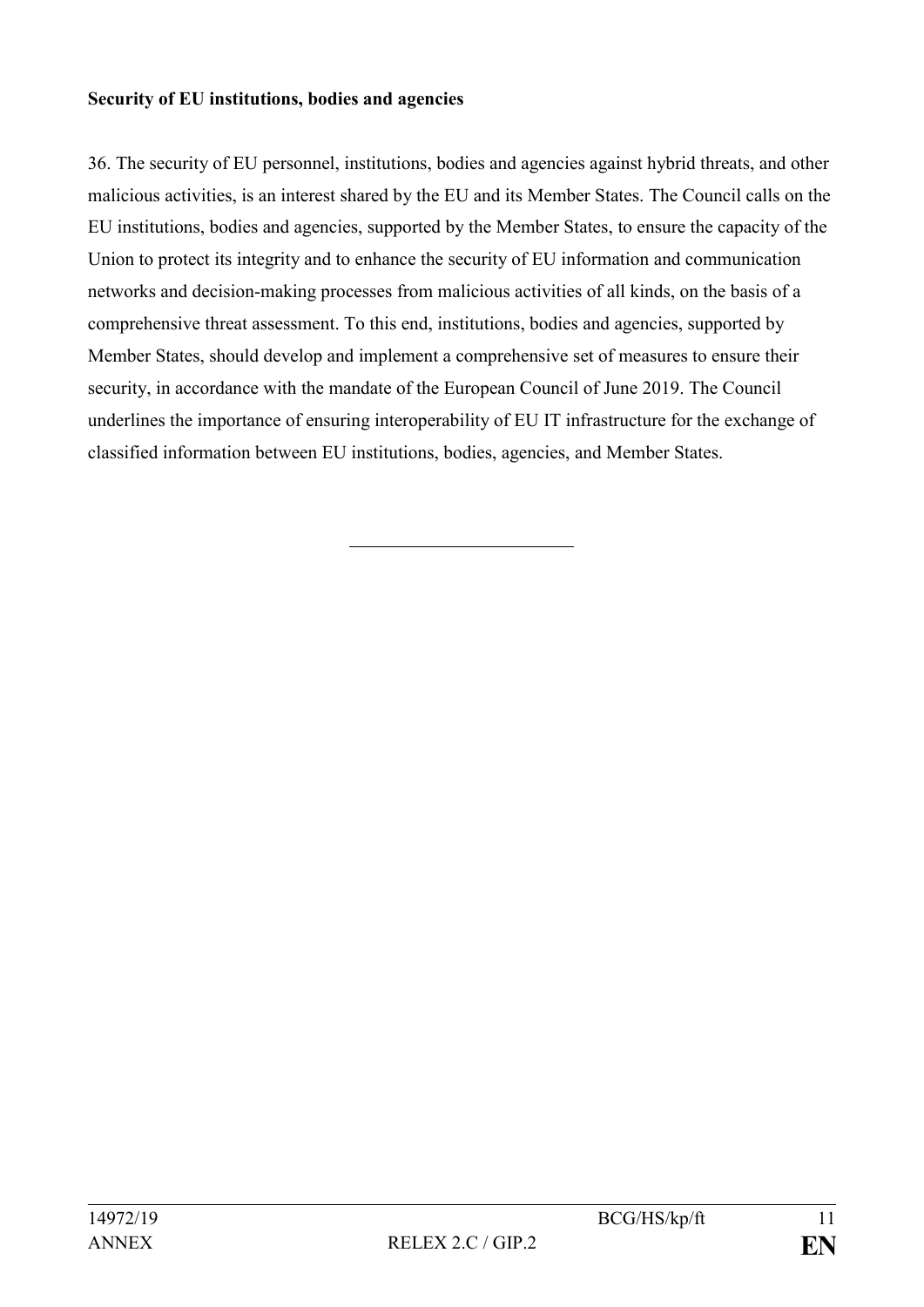**Security of EU institutions, bodies and agencies**

36. The security of EU personnel, institutions, bodies and agencies against hybrid threats, and other malicious activities, is an interest shared by the EU and its Member States. The Council calls on the EU institutions, bodies and agencies, supported by the Member States, to ensure the capacity of the Union to protect its integrity and to enhance the security of EU information and communication networks and decision-making processes from malicious activities of all kinds, on the basis of a comprehensive threat assessment. To this end, institutions, bodies and agencies, supported by Member States, should develop and implement a comprehensive set of measures to ensure their security, in accordance with the mandate of the European Council of June 2019. The Council underlines the importance of ensuring interoperability of EU IT infrastructure for the exchange of classified information between EU institutions, bodies, agencies, and Member States.

---